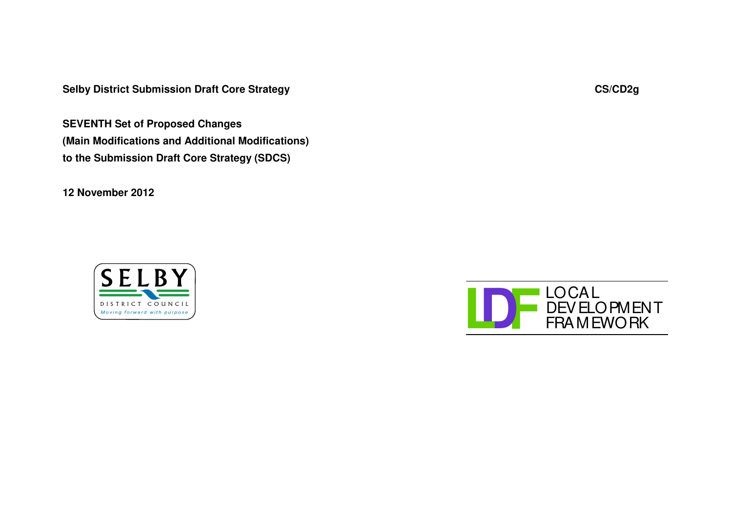**Selby District Submission Draft Core Strategy** **CS/CD2g**

**SEVENTH Set of Proposed Changes**
**(Main Modifications and Additional Modifications)**
**to the Submission Draft Core Strategy (SDCS)**

**12 November 2012**

SELBY DISTRICT COUNCIL
*Moving forward with purpose*

LDF LOCAL DEVELOPMENT FRAMEWORK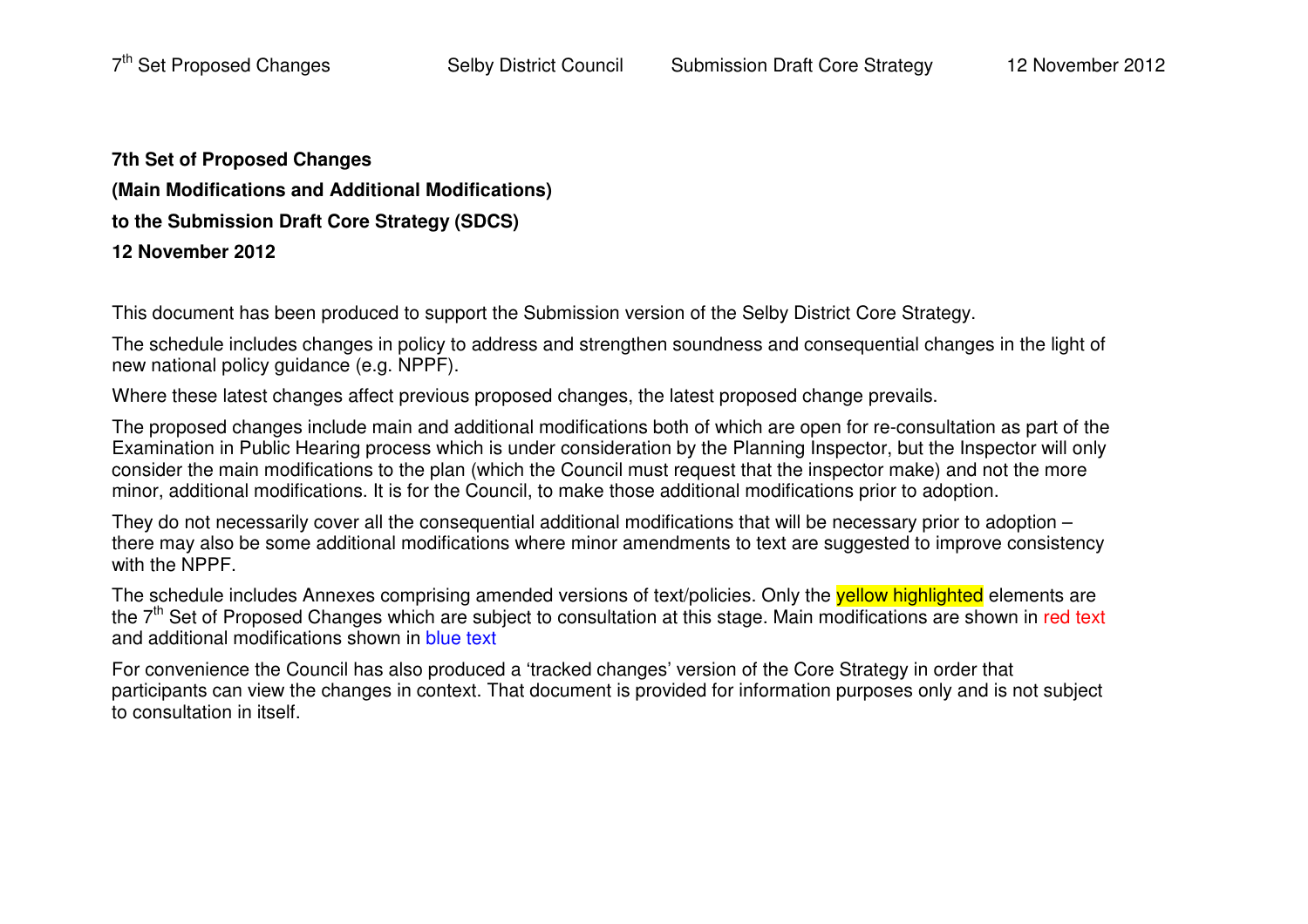**7th Set of Proposed Changes**

**(Main Modifications and Additional Modifications)**

**to the Submission Draft Core Strategy (SDCS)**

**12 November 2012**

This document has been produced to support the Submission version of the Selby District Core Strategy.

The schedule includes changes in policy to address and strengthen soundness and consequential changes in the light of new national policy guidance (e.g. NPPF).

Where these latest changes affect previous proposed changes, the latest proposed change prevails.

The proposed changes include main and additional modifications both of which are open for re-consultation as part of the Examination in Public Hearing process which is under consideration by the Planning Inspector, but the Inspector will only consider the main modifications to the plan (which the Council must request that the inspector make) and not the more minor, additional modifications. It is for the Council, to make those additional modifications prior to adoption.

They do not necessarily cover all the consequential additional modifications that will be necessary prior to adoption – there may also be some additional modifications where minor amendments to text are suggested to improve consistency with the NPPF.

The schedule includes Annexes comprising amended versions of text/policies. Only the yellow highlighted elements are the 7th Set of Proposed Changes which are subject to consultation at this stage. Main modifications are shown in red text and additional modifications shown in blue text

For convenience the Council has also produced a 'tracked changes' version of the Core Strategy in order that participants can view the changes in context. That document is provided for information purposes only and is not subject to consultation in itself.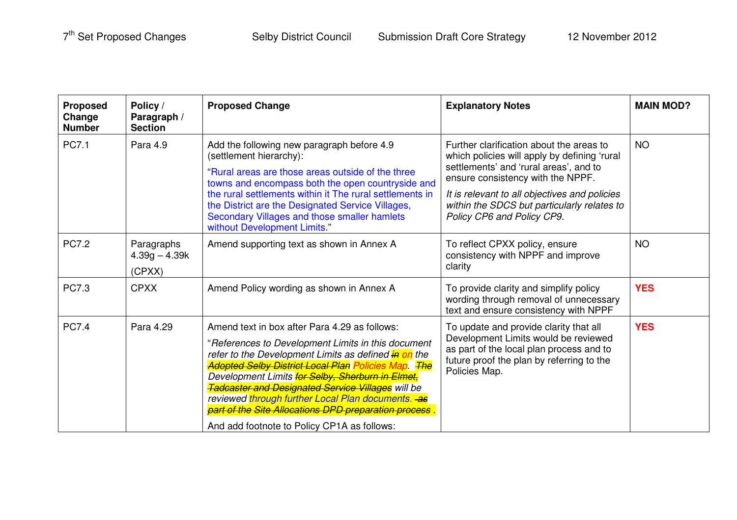| Proposed Change Number | Policy / Paragraph / Section | Proposed Change | Explanatory Notes | MAIN MOD? |
|---|---|---|---|---|
| PC7.1 | Para 4.9 | Add the following new paragraph before 4.9 (settlement hierarchy):<br><br>"Rural areas are those areas outside of the three towns and encompass both the open countryside and the rural settlements within it The rural settlements in the District are the Designated Service Villages, Secondary Villages and those smaller hamlets without Development Limits." | Further clarification about the areas to which policies will apply by defining 'rural settlements' and 'rural areas', and to ensure consistency with the NPPF.<br><br>*It is relevant to all objectives and policies within the SDCS but particularly relates to Policy CP6 and Policy CP9.* | NO |
| PC7.2 | Paragraphs 4.39g – 4.39k<br><br>(CPXX) | Amend supporting text as shown in Annex A | To reflect CPXX policy, ensure consistency with NPPF and improve clarity | NO |
| PC7.3 | CPXX | Amend Policy wording as shown in Annex A | To provide clarity and simplify policy wording through removal of unnecessary text and ensure consistency with NPPF | **YES** |
| PC7.4 | Para 4.29 | Amend text in box after Para 4.29 as follows:<br><br>"*References to Development Limits in this document refer to the Development Limits as defined ~~in~~ on the ~~Adopted Selby District Local Plan~~ Policies Map. ~~The~~ Development Limits ~~for Selby, Sherburn in Elmet, Tadcaster and Designated Service Villages~~ will be reviewed through further Local Plan documents. ~~as part of the Site Allocations DPD preparation process~~ .*<br><br>And add footnote to Policy CP1A as follows: | To update and provide clarity that all Development Limits would be reviewed as part of the local plan process and to future proof the plan by referring to the Policies Map. | **YES** |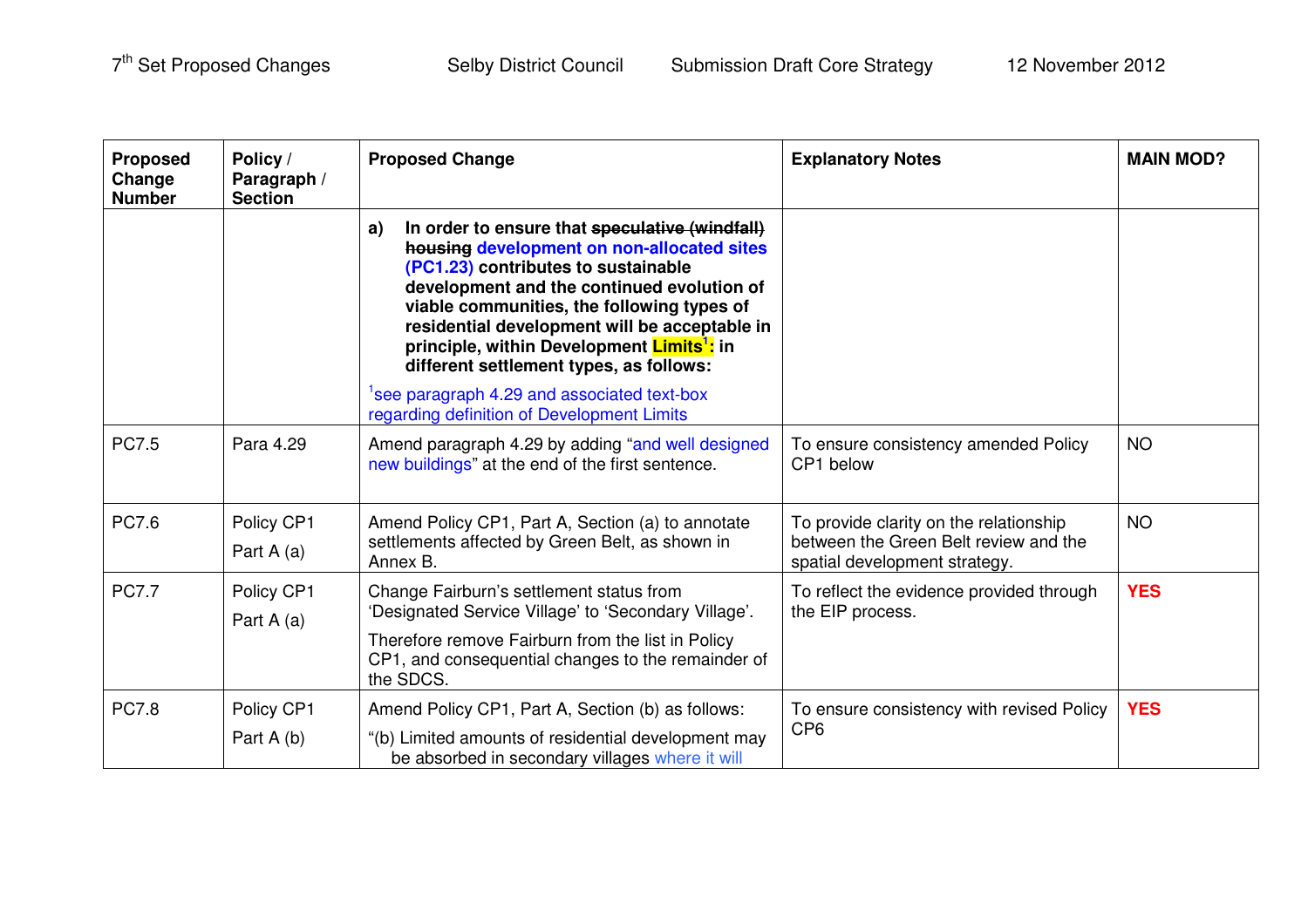| Proposed Change Number | Policy / Paragraph / Section | Proposed Change | Explanatory Notes | MAIN MOD? |
|---|---|---|---|---|
| | | **a) In order to ensure that ~~speculative (windfall) housing~~ development on non-allocated sites (PC1.23) contributes to sustainable development and the continued evolution of viable communities, the following types of residential development will be acceptable in principle, within Development Limits[1]: in different settlement types, as follows:** [1]see paragraph 4.29 and associated text-box regarding definition of Development Limits | | |
| PC7.5 | Para 4.29 | Amend paragraph 4.29 by adding "and well designed new buildings" at the end of the first sentence. | To ensure consistency amended Policy CP1 below | NO |
| PC7.6 | Policy CP1 Part A (a) | Amend Policy CP1, Part A, Section (a) to annotate settlements affected by Green Belt, as shown in Annex B. | To provide clarity on the relationship between the Green Belt review and the spatial development strategy. | NO |
| PC7.7 | Policy CP1 Part A (a) | Change Fairburn's settlement status from 'Designated Service Village' to 'Secondary Village'. Therefore remove Fairburn from the list in Policy CP1, and consequential changes to the remainder of the SDCS. | To reflect the evidence provided through the EIP process. | **YES** |
| PC7.8 | Policy CP1 Part A (b) | Amend Policy CP1, Part A, Section (b) as follows: "(b) Limited amounts of residential development may be absorbed in secondary villages where it will | To ensure consistency with revised Policy CP6 | **YES** |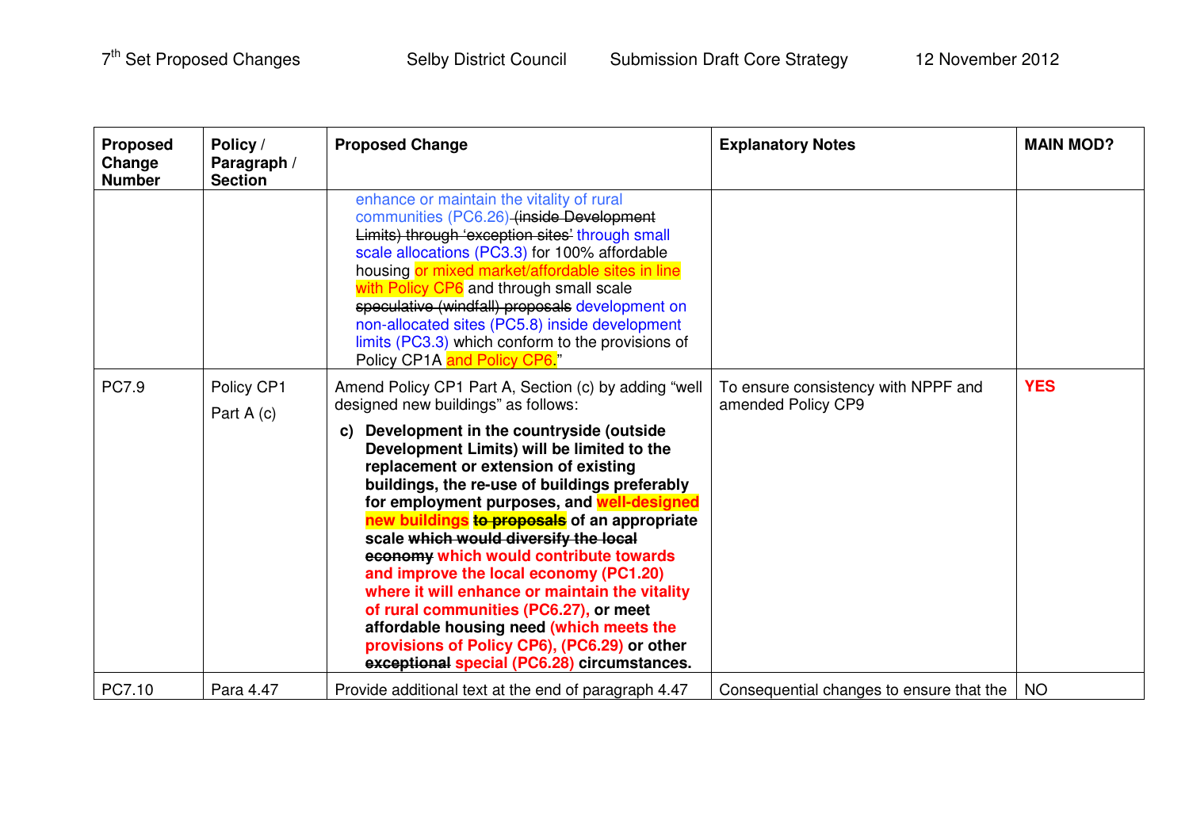| Proposed Change Number | Policy / Paragraph / Section | Proposed Change | Explanatory Notes | MAIN MOD? |
|---|---|---|---|---|
| | | enhance or maintain the vitality of rural communities (PC6.26) ~~(inside Development Limits) through 'exception sites'~~ through small scale allocations (PC3.3) for 100% affordable housing or mixed market/affordable sites in line with Policy CP6 and through small scale ~~speculative (windfall) proposals~~ development on non-allocated sites (PC5.8) inside development limits (PC3.3) which conform to the provisions of Policy CP1A and Policy CP6." | | |
| PC7.9 | Policy CP1 Part A (c) | Amend Policy CP1 Part A, Section (c) by adding "well designed new buildings" as follows: **c) Development in the countryside (outside Development Limits) will be limited to the replacement or extension of existing buildings, the re-use of buildings preferably for employment purposes, and well-designed new buildings ~~to proposals~~ of an appropriate scale ~~which would diversify the local economy~~ which would contribute towards and improve the local economy (PC1.20) where it will enhance or maintain the vitality of rural communities (PC6.27), or meet affordable housing need (which meets the provisions of Policy CP6), (PC6.29) or other ~~exceptional~~ special (PC6.28) circumstances.** | To ensure consistency with NPPF and amended Policy CP9 | **YES** |
| PC7.10 | Para 4.47 | Provide additional text at the end of paragraph 4.47 | Consequential changes to ensure that the | NO |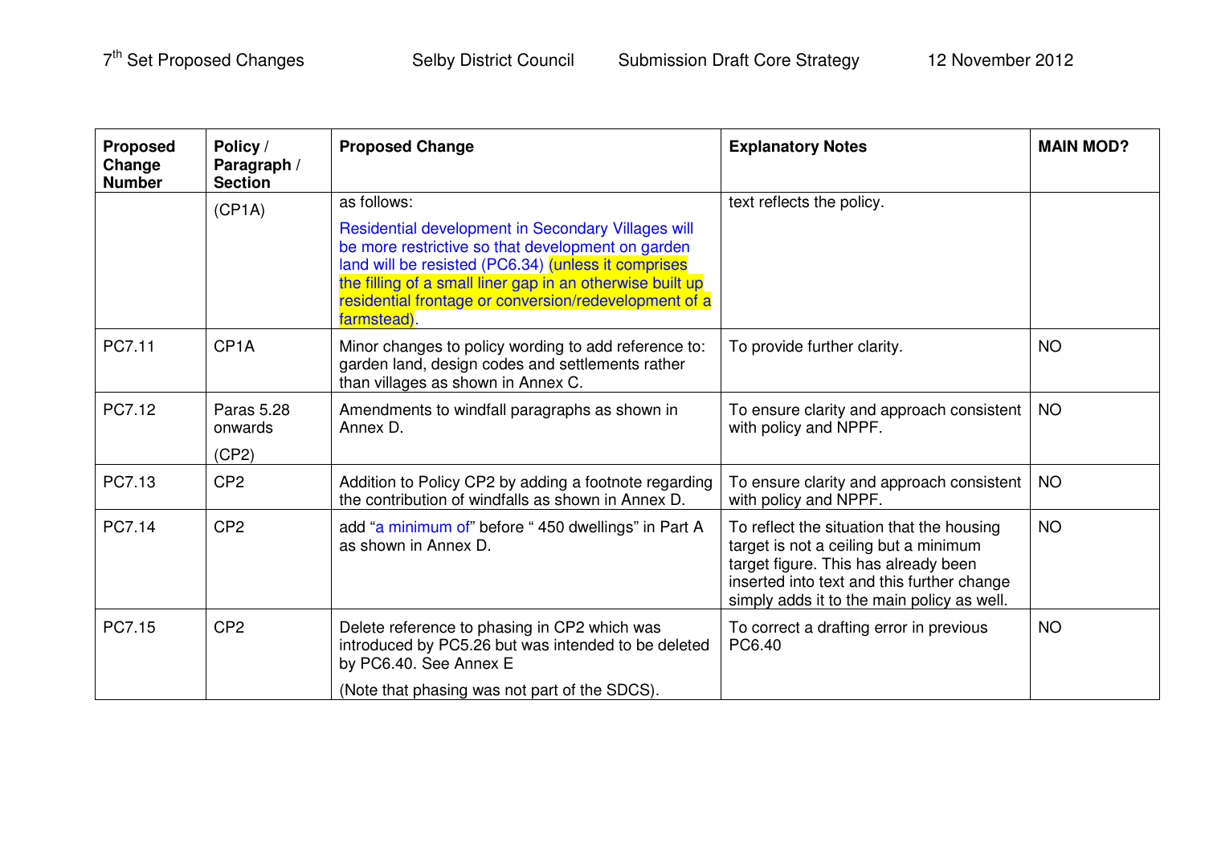| Proposed Change Number | Policy / Paragraph / Section | Proposed Change | Explanatory Notes | MAIN MOD? |
|---|---|---|---|---|
| | (CP1A) | as follows:<br><br>Residential development in Secondary Villages will be more restrictive so that development on garden land will be resisted (PC6.34) (unless it comprises the filling of a small liner gap in an otherwise built up residential frontage or conversion/redevelopment of a farmstead). | text reflects the policy. | |
| PC7.11 | CP1A | Minor changes to policy wording to add reference to: garden land, design codes and settlements rather than villages as shown in Annex C. | To provide further clarity. | NO |
| PC7.12 | Paras 5.28 onwards<br><br>(CP2) | Amendments to windfall paragraphs as shown in Annex D. | To ensure clarity and approach consistent with policy and NPPF. | NO |
| PC7.13 | CP2 | Addition to Policy CP2 by adding a footnote regarding the contribution of windfalls as shown in Annex D. | To ensure clarity and approach consistent with policy and NPPF. | NO |
| PC7.14 | CP2 | add "a minimum of" before " 450 dwellings" in Part A as shown in Annex D. | To reflect the situation that the housing target is not a ceiling but a minimum target figure. This has already been inserted into text and this further change simply adds it to the main policy as well. | NO |
| PC7.15 | CP2 | Delete reference to phasing in CP2 which was introduced by PC5.26 but was intended to be deleted by PC6.40. See Annex E<br><br>(Note that phasing was not part of the SDCS). | To correct a drafting error in previous PC6.40 | NO |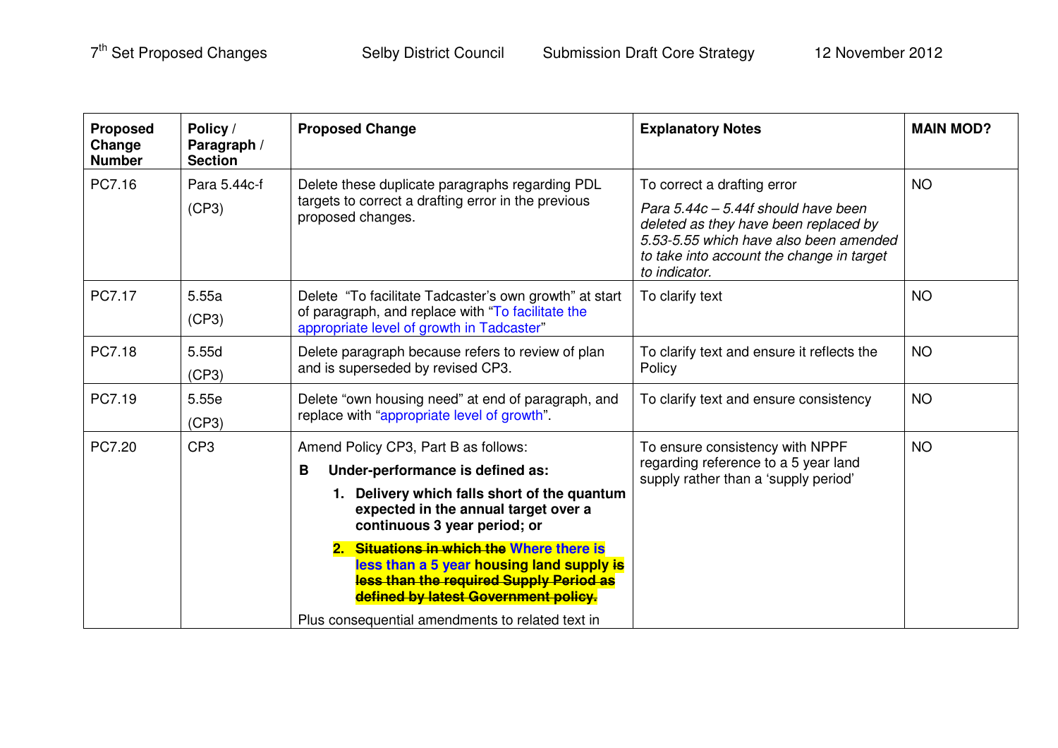| Proposed Change Number | Policy / Paragraph / Section | Proposed Change | Explanatory Notes | MAIN MOD? |
|---|---|---|---|---|
| PC7.16 | Para 5.44c-f (CP3) | Delete these duplicate paragraphs regarding PDL targets to correct a drafting error in the previous proposed changes. | To correct a drafting error *Para 5.44c – 5.44f should have been deleted as they have been replaced by 5.53-5.55 which have also been amended to take into account the change in target to indicator.* | NO |
| PC7.17 | 5.55a (CP3) | Delete "To facilitate Tadcaster's own growth" at start of paragraph, and replace with "To facilitate the appropriate level of growth in Tadcaster" | To clarify text | NO |
| PC7.18 | 5.55d (CP3) | Delete paragraph because refers to review of plan and is superseded by revised CP3. | To clarify text and ensure it reflects the Policy | NO |
| PC7.19 | 5.55e (CP3) | Delete "own housing need" at end of paragraph, and replace with "appropriate level of growth". | To clarify text and ensure consistency | NO |
| PC7.20 | CP3 | Amend Policy CP3, Part B as follows: **B Under-performance is defined as:** **1. Delivery which falls short of the quantum expected in the annual target over a continuous 3 year period; or** **2. ~~Situations in which the~~ Where there is less than a 5 year housing land supply ~~is less than the required Supply Period as defined by latest Government policy.~~** Plus consequential amendments to related text in | To ensure consistency with NPPF regarding reference to a 5 year land supply rather than a 'supply period' | NO |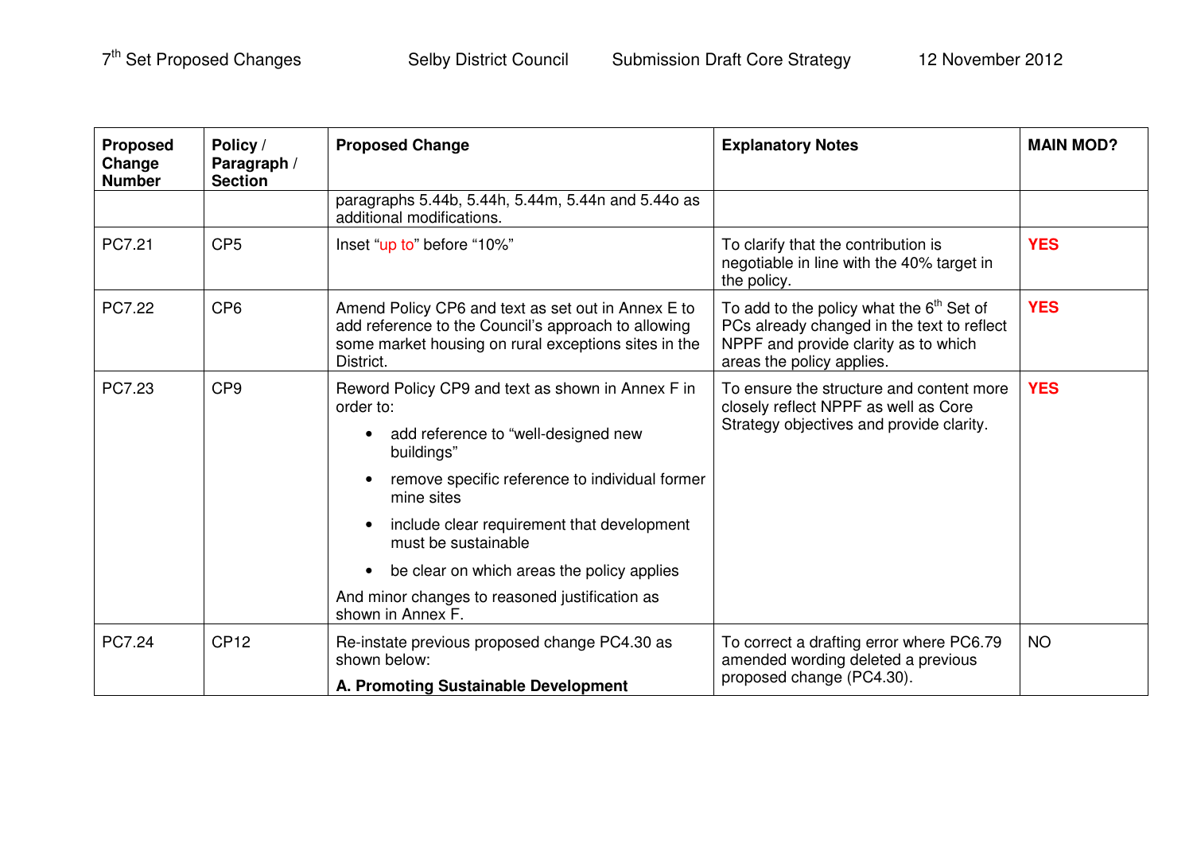| Proposed Change Number | Policy / Paragraph / Section | Proposed Change | Explanatory Notes | MAIN MOD? |
|---|---|---|---|---|
| | | paragraphs 5.44b, 5.44h, 5.44m, 5.44n and 5.44o as additional modifications. | | |
| PC7.21 | CP5 | Inset "up to" before "10%" | To clarify that the contribution is negotiable in line with the 40% target in the policy. | **YES** |
| PC7.22 | CP6 | Amend Policy CP6 and text as set out in Annex E to add reference to the Council's approach to allowing some market housing on rural exceptions sites in the District. | To add to the policy what the 6th Set of PCs already changed in the text to reflect NPPF and provide clarity as to which areas the policy applies. | **YES** |
| PC7.23 | CP9 | Reword Policy CP9 and text as shown in Annex F in order to:<br>• add reference to "well-designed new buildings"<br>• remove specific reference to individual former mine sites<br>• include clear requirement that development must be sustainable<br>• be clear on which areas the policy applies<br>And minor changes to reasoned justification as shown in Annex F. | To ensure the structure and content more closely reflect NPPF as well as Core Strategy objectives and provide clarity. | **YES** |
| PC7.24 | CP12 | Re-instate previous proposed change PC4.30 as shown below:<br>**A. Promoting Sustainable Development** | To correct a drafting error where PC6.79 amended wording deleted a previous proposed change (PC4.30). | NO |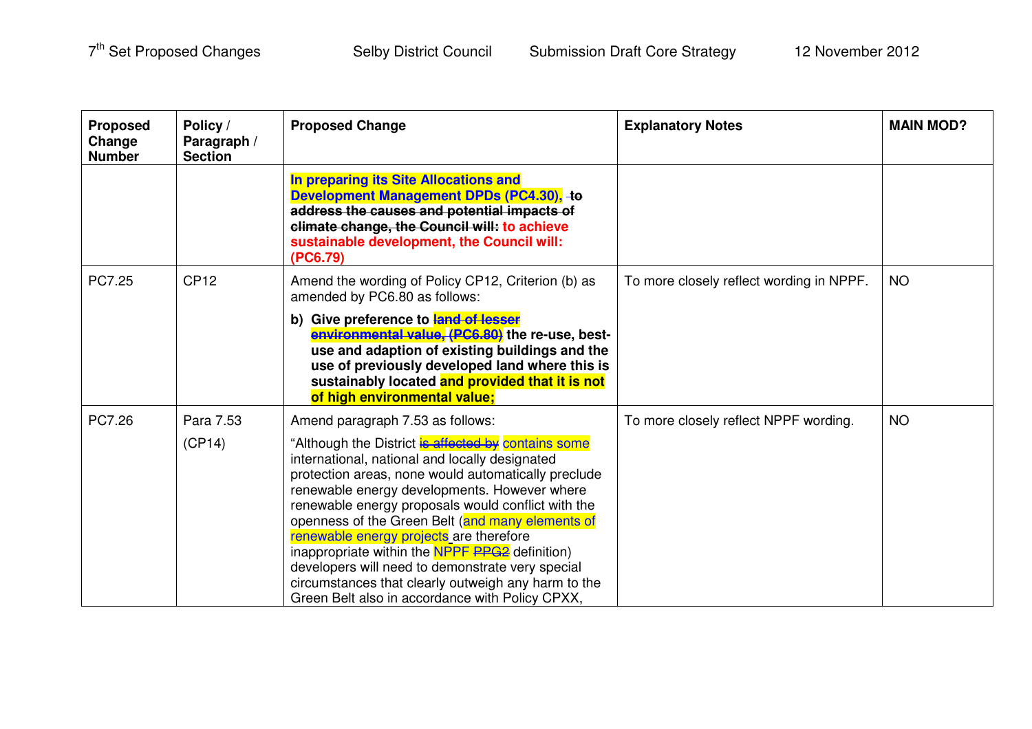| Proposed Change Number | Policy / Paragraph / Section | Proposed Change | Explanatory Notes | MAIN MOD? |
|---|---|---|---|---|
| | | **In preparing its Site Allocations and Development Management DPDs (PC4.30), ~~to address the causes and potential impacts of climate change, the Council will:~~ to achieve sustainable development, the Council will: (PC6.79)** | | |
| PC7.25 | CP12 | Amend the wording of Policy CP12, Criterion (b) as amended by PC6.80 as follows:<br><br>**b) Give preference to ~~land of lesser environmental value, (PC6.80)~~ the re-use, best-use and adaption of existing buildings and the use of previously developed land where this is sustainably located and provided that it is not of high environmental value;** | To more closely reflect wording in NPPF. | NO |
| PC7.26 | Para 7.53<br><br>(CP14) | Amend paragraph 7.53 as follows:<br><br>"Although the District ~~is affected by~~ contains some international, national and locally designated protection areas, none would automatically preclude renewable energy developments. However where renewable energy proposals would conflict with the openness of the Green Belt (and many elements of renewable energy projects are therefore inappropriate within the NPPF ~~PPG2~~ definition) developers will need to demonstrate very special circumstances that clearly outweigh any harm to the Green Belt also in accordance with Policy CPXX, | To more closely reflect NPPF wording. | NO |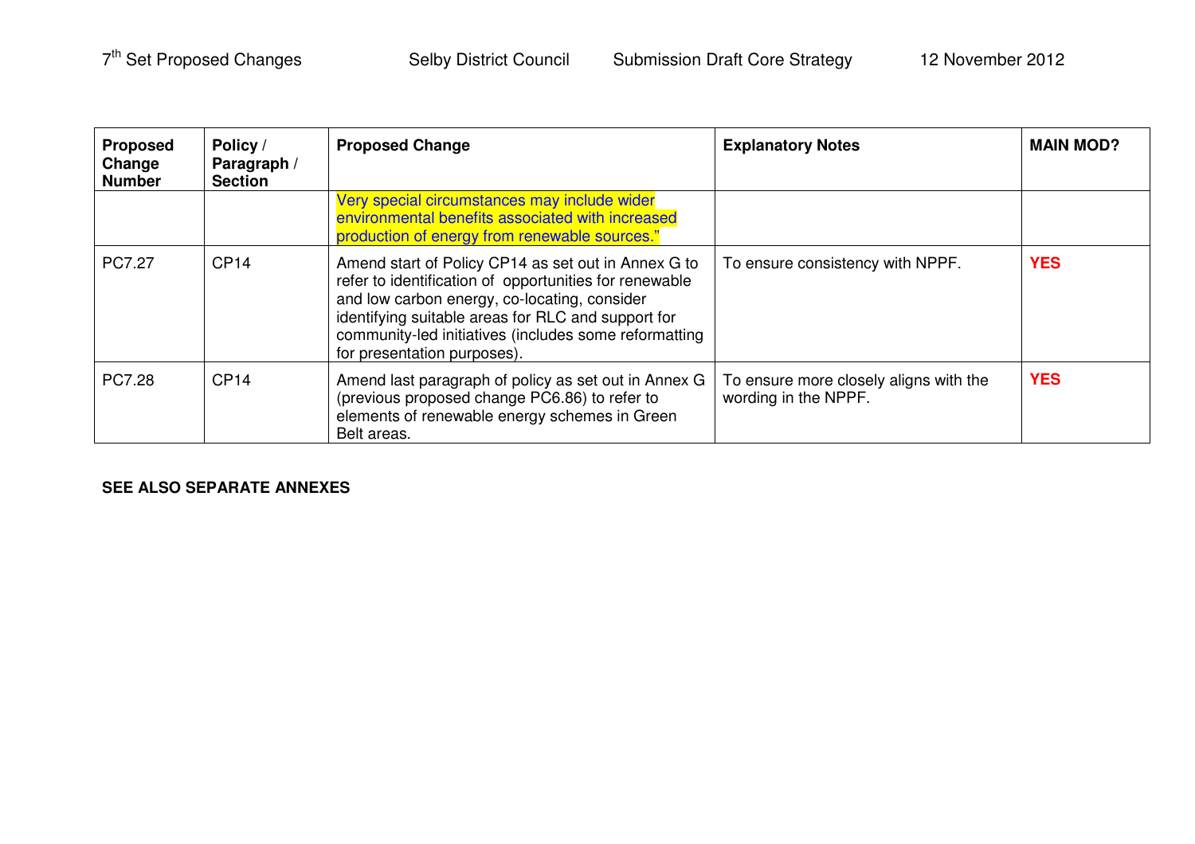| Proposed Change Number | Policy / Paragraph / Section | Proposed Change | Explanatory Notes | MAIN MOD? |
|---|---|---|---|---|
| | | Very special circumstances may include wider environmental benefits associated with increased production of energy from renewable sources." | | |
| PC7.27 | CP14 | Amend start of Policy CP14 as set out in Annex G to refer to identification of opportunities for renewable and low carbon energy, co-locating, consider identifying suitable areas for RLC and support for community-led initiatives (includes some reformatting for presentation purposes). | To ensure consistency with NPPF. | **YES** |
| PC7.28 | CP14 | Amend last paragraph of policy as set out in Annex G (previous proposed change PC6.86) to refer to elements of renewable energy schemes in Green Belt areas. | To ensure more closely aligns with the wording in the NPPF. | **YES** |

**SEE ALSO SEPARATE ANNEXES**